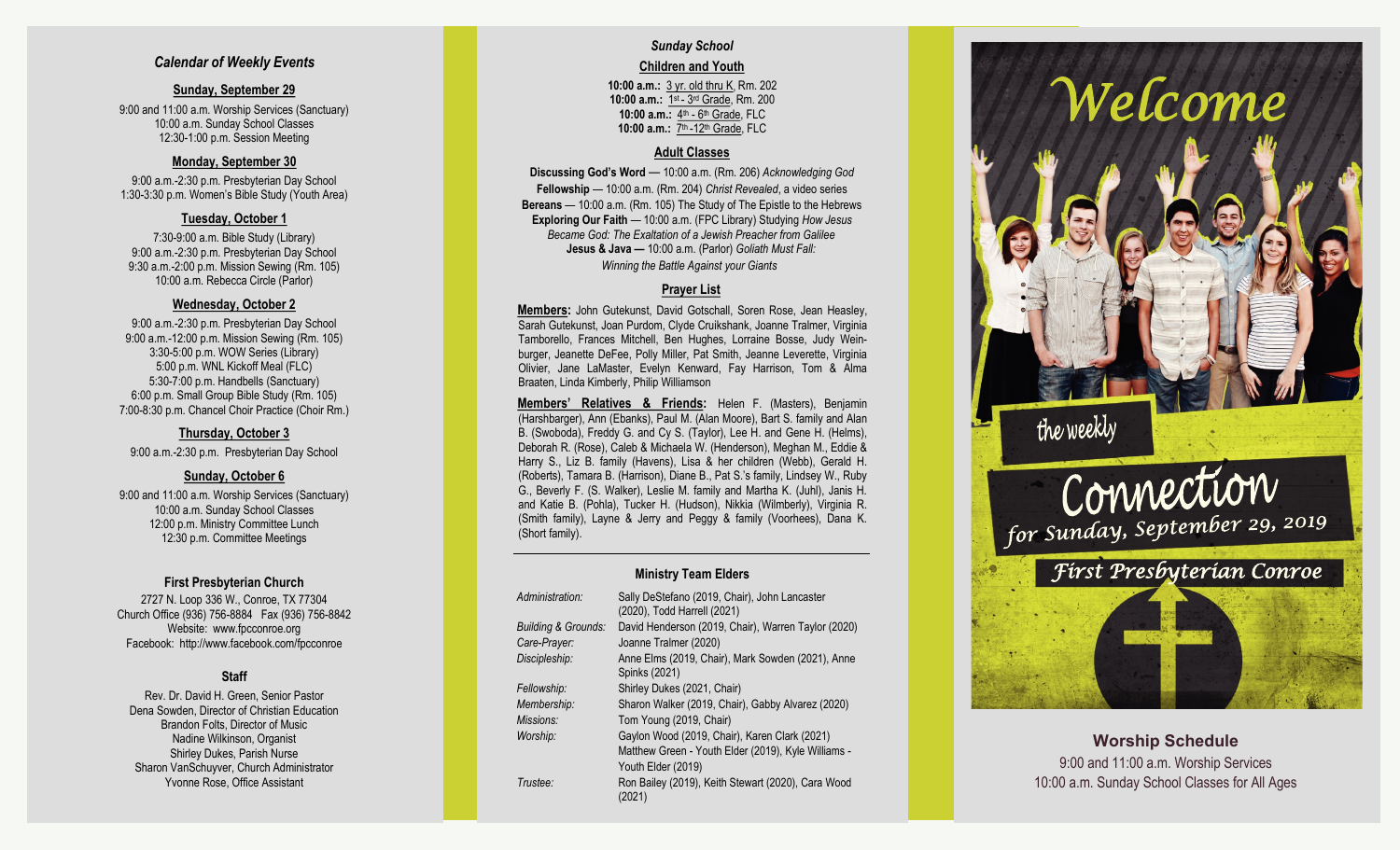## *Calendar of Weekly Events*

**Sunday, September 29**

9:00 and 11:00 a.m. Worship Services (Sanctuary)
10:00 a.m. Sunday School Classes
12:30-1:00 p.m. Session Meeting

**Monday, September 30**

9:00 a.m.-2:30 p.m. Presbyterian Day School
1:30-3:30 p.m. Women's Bible Study (Youth Area)

**Tuesday, October 1**

7:30-9:00 a.m. Bible Study (Library)
9:00 a.m.-2:30 p.m. Presbyterian Day School
9:30 a.m.-2:00 p.m. Mission Sewing (Rm. 105)
10:00 a.m. Rebecca Circle (Parlor)

**Wednesday, October 2**

9:00 a.m.-2:30 p.m. Presbyterian Day School
9:00 a.m.-12:00 p.m. Mission Sewing (Rm. 105)
3:30-5:00 p.m. WOW Series (Library)
5:00 p.m. WNL Kickoff Meal (FLC)
5:30-7:00 p.m. Handbells (Sanctuary)
6:00 p.m. Small Group Bible Study (Rm. 105)
7:00-8:30 p.m. Chancel Choir Practice (Choir Rm.)

**Thursday, October 3**

9:00 a.m.-2:30 p.m. Presbyterian Day School

**Sunday, October 6**

9:00 and 11:00 a.m. Worship Services (Sanctuary)
10:00 a.m. Sunday School Classes
12:00 p.m. Ministry Committee Lunch
12:30 p.m. Committee Meetings

### First Presbyterian Church

2727 N. Loop 336 W., Conroe, TX 77304
Church Office (936) 756-8884 Fax (936) 756-8842
Website: www.fpcconroe.org
Facebook: http://www.facebook.com/fpcconroe

### Staff

Rev. Dr. David H. Green, Senior Pastor
Dena Sowden, Director of Christian Education
Brandon Folts, Director of Music
Nadine Wilkinson, Organist
Shirley Dukes, Parish Nurse
Sharon VanSchuyver, Church Administrator
Yvonne Rose, Office Assistant

## *Sunday School*

**Children and Youth**

**10:00 a.m.:** 3 yr. old thru K, Rm. 202
**10:00 a.m.:** 1st - 3rd Grade, Rm. 200
**10:00 a.m.:** 4th - 6th Grade, FLC
**10:00 a.m.:** 7th -12th Grade, FLC

**Adult Classes**

**Discussing God's Word** — 10:00 a.m. (Rm. 206) *Acknowledging God*
**Fellowship** — 10:00 a.m. (Rm. 204) *Christ Revealed*, a video series
**Bereans** — 10:00 a.m. (Rm. 105) The Study of The Epistle to the Hebrews
**Exploring Our Faith** — 10:00 a.m. (FPC Library) Studying *How Jesus Became God: The Exaltation of a Jewish Preacher from Galilee*
**Jesus & Java —** 10:00 a.m. (Parlor) *Goliath Must Fall: Winning the Battle Against your Giants*

**Prayer List**

**Members:** John Gutekunst, David Gotschall, Soren Rose, Jean Heasley, Sarah Gutekunst, Joan Purdom, Clyde Cruikshank, Joanne Tralmer, Virginia Tamborello, Frances Mitchell, Ben Hughes, Lorraine Bosse, Judy Weinburger, Jeanette DeFee, Polly Miller, Pat Smith, Jeanne Leverette, Virginia Olivier, Jane LaMaster, Evelyn Kenward, Fay Harrison, Tom & Alma Braaten, Linda Kimberly, Philip Williamson

**Members' Relatives & Friends:** Helen F. (Masters), Benjamin (Harshbarger), Ann (Ebanks), Paul M. (Alan Moore), Bart S. family and Alan B. (Swoboda), Freddy G. and Cy S. (Taylor), Lee H. and Gene H. (Helms), Deborah R. (Rose), Caleb & Michaela W. (Henderson), Meghan M., Eddie & Harry S., Liz B. family (Havens), Lisa & her children (Webb), Gerald H. (Roberts), Tamara B. (Harrison), Diane B., Pat S.'s family, Lindsey W., Ruby G., Beverly F. (S. Walker), Leslie M. family and Martha K. (Juhl), Janis H. and Katie B. (Pohla), Tucker H. (Hudson), Nikkia (Wilmberly), Virginia R. (Smith family), Layne & Jerry and Peggy & family (Voorhees), Dana K. (Short family).

**Ministry Team Elders**

| | |
|---|---|
| *Administration:* | Sally DeStefano (2019, Chair), John Lancaster (2020), Todd Harrell (2021) |
| *Building & Grounds:* | David Henderson (2019, Chair), Warren Taylor (2020) |
| *Care-Prayer:* | Joanne Tralmer (2020) |
| *Discipleship:* | Anne Elms (2019, Chair), Mark Sowden (2021), Anne Spinks (2021) |
| *Fellowship:* | Shirley Dukes (2021, Chair) |
| *Membership:* | Sharon Walker (2019, Chair), Gabby Alvarez (2020) |
| *Missions:* | Tom Young (2019, Chair) |
| *Worship:* | Gaylon Wood (2019, Chair), Karen Clark (2021) Matthew Green - Youth Elder (2019), Kyle Williams - Youth Elder (2019) |
| *Trustee:* | Ron Bailey (2019), Keith Stewart (2020), Cara Wood (2021) |

# *Welcome*

the weekly

# Connection

*for Sunday, September 29, 2019*

*First Presbyterian Conroe*

**Worship Schedule**

9:00 and 11:00 a.m. Worship Services
10:00 a.m. Sunday School Classes for All Ages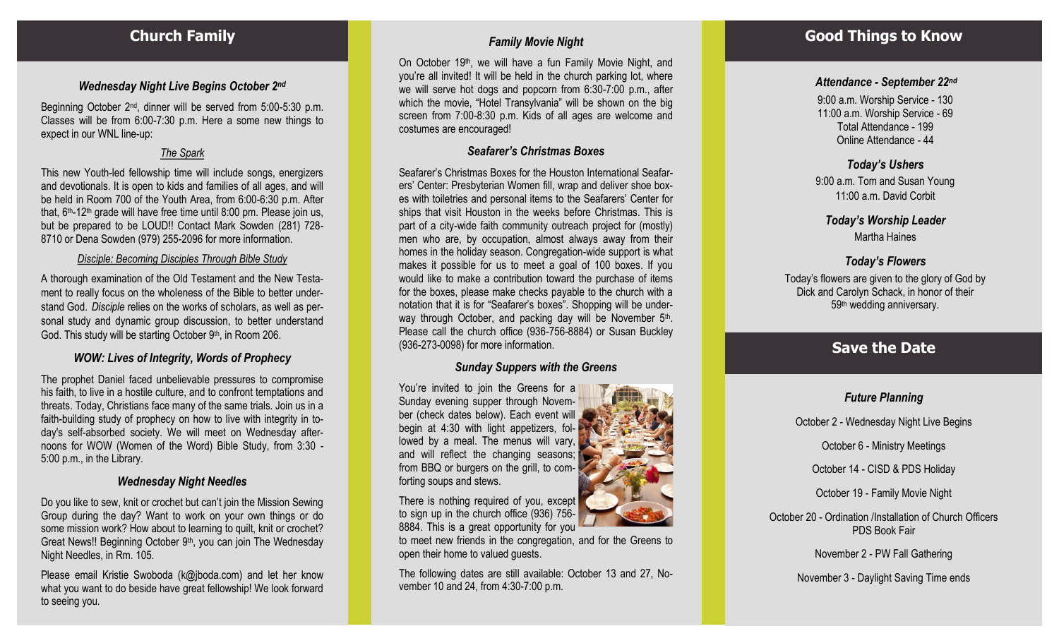## Church Family

### *Wednesday Night Live Begins October 2nd*

Beginning October 2nd, dinner will be served from 5:00-5:30 p.m. Classes will be from 6:00-7:30 p.m. Here a some new things to expect in our WNL line-up:

<u>*The Spark*</u>

This new Youth-led fellowship time will include songs, energizers and devotionals. It is open to kids and families of all ages, and will be held in Room 700 of the Youth Area, from 6:00-6:30 p.m. After that, 6th-12th grade will have free time until 8:00 pm. Please join us, but be prepared to be LOUD!! Contact Mark Sowden (281) 728-8710 or Dena Sowden (979) 255-2096 for more information.

<u>*Disciple: Becoming Disciples Through Bible Study*</u>

A thorough examination of the Old Testament and the New Testament to really focus on the wholeness of the Bible to better understand God. *Disciple* relies on the works of scholars, as well as personal study and dynamic group discussion, to better understand God. This study will be starting October 9th, in Room 206.

### *WOW: Lives of Integrity, Words of Prophecy*

The prophet Daniel faced unbelievable pressures to compromise his faith, to live in a hostile culture, and to confront temptations and threats. Today, Christians face many of the same trials. Join us in a faith-building study of prophecy on how to live with integrity in today's self-absorbed society. We will meet on Wednesday afternoons for WOW (Women of the Word) Bible Study, from 3:30 - 5:00 p.m., in the Library.

### *Wednesday Night Needles*

Do you like to sew, knit or crochet but can't join the Mission Sewing Group during the day? Want to work on your own things or do some mission work? How about to learning to quilt, knit or crochet? Great News!! Beginning October 9th, you can join The Wednesday Night Needles, in Rm. 105.

Please email Kristie Swoboda (k@jboda.com) and let her know what you want to do beside have great fellowship! We look forward to seeing you.

### *Family Movie Night*

On October 19th, we will have a fun Family Movie Night, and you're all invited! It will be held in the church parking lot, where we will serve hot dogs and popcorn from 6:30-7:00 p.m., after which the movie, "Hotel Transylvania" will be shown on the big screen from 7:00-8:30 p.m. Kids of all ages are welcome and costumes are encouraged!

### *Seafarer's Christmas Boxes*

Seafarer's Christmas Boxes for the Houston International Seafarers' Center: Presbyterian Women fill, wrap and deliver shoe boxes with toiletries and personal items to the Seafarers' Center for ships that visit Houston in the weeks before Christmas. This is part of a city-wide faith community outreach project for (mostly) men who are, by occupation, almost always away from their homes in the holiday season. Congregation-wide support is what makes it possible for us to meet a goal of 100 boxes. If you would like to make a contribution toward the purchase of items for the boxes, please make checks payable to the church with a notation that it is for "Seafarer's boxes". Shopping will be underway through October, and packing day will be November 5th. Please call the church office (936-756-8884) or Susan Buckley (936-273-0098) for more information.

### *Sunday Suppers with the Greens*

You're invited to join the Greens for a Sunday evening supper through November (check dates below). Each event will begin at 4:30 with light appetizers, followed by a meal. The menus will vary, and will reflect the changing seasons; from BBQ or burgers on the grill, to comforting soups and stews.

There is nothing required of you, except to sign up in the church office (936) 756-8884. This is a great opportunity for you to meet new friends in the congregation, and for the Greens to open their home to valued guests.

The following dates are still available: October 13 and 27, November 10 and 24, from 4:30-7:00 p.m.

## Good Things to Know

### *Attendance - September 22nd*

9:00 a.m. Worship Service - 130
11:00 a.m. Worship Service - 69
Total Attendance - 199
Online Attendance - 44

### *Today's Ushers*

9:00 a.m. Tom and Susan Young
11:00 a.m. David Corbit

### *Today's Worship Leader*

Martha Haines

### *Today's Flowers*

Today's flowers are given to the glory of God by Dick and Carolyn Schack, in honor of their 59th wedding anniversary.

## Save the Date

### *Future Planning*

October 2 - Wednesday Night Live Begins

October 6 - Ministry Meetings

October 14 - CISD & PDS Holiday

October 19 - Family Movie Night

October 20 - Ordination /Installation of Church Officers
PDS Book Fair

November 2 - PW Fall Gathering

November 3 - Daylight Saving Time ends